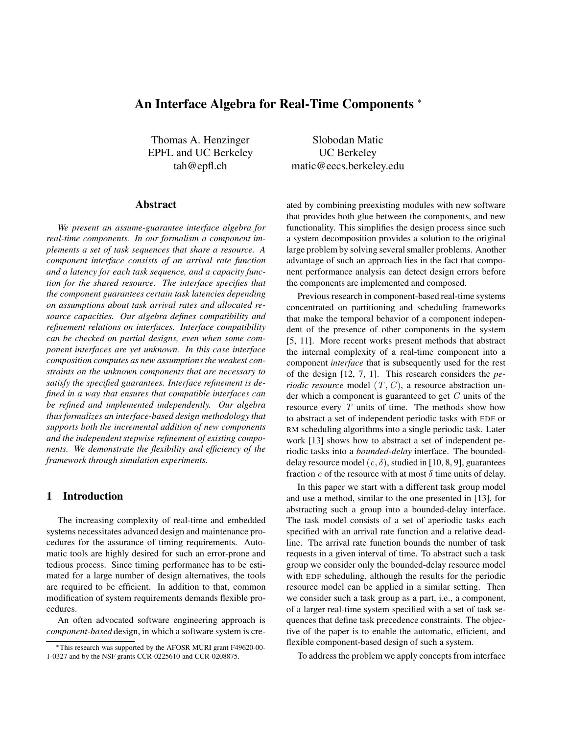# An Interface Algebra for Real-Time Components [*]

Thomas A. Henzinger
EPFL and UC Berkeley
tah@epfl.ch

Slobodan Matic
UC Berkeley
matic@eecs.berkeley.edu

## Abstract

*We present an assume-guarantee interface algebra for real-time components. In our formalism a component implements a set of task sequences that share a resource. A component interface consists of an arrival rate function and a latency for each task sequence, and a capacity function for the shared resource. The interface specifies that the component guarantees certain task latencies depending on assumptions about task arrival rates and allocated resource capacities. Our algebra defines compatibility and refinement relations on interfaces. Interface compatibility can be checked on partial designs, even when some component interfaces are yet unknown. In this case interface composition computes as new assumptions the weakest constraints on the unknown components that are necessary to satisfy the specified guarantees. Interface refinement is defined in a way that ensures that compatible interfaces can be refined and implemented independently. Our algebra thus formalizes an interface-based design methodology that supports both the incremental addition of new components and the independent stepwise refinement of existing components. We demonstrate the flexibility and efficiency of the framework through simulation experiments.*

## 1 Introduction

The increasing complexity of real-time and embedded systems necessitates advanced design and maintenance procedures for the assurance of timing requirements. Automatic tools are highly desired for such an error-prone and tedious process. Since timing performance has to be estimated for a large number of design alternatives, the tools are required to be efficient. In addition to that, common modification of system requirements demands flexible procedures.

An often advocated software engineering approach is *component-based* design, in which a software system is created by combining preexisting modules with new software that provides both glue between the components, and new functionality. This simplifies the design process since such a system decomposition provides a solution to the original large problem by solving several smaller problems. Another advantage of such an approach lies in the fact that component performance analysis can detect design errors before the components are implemented and composed.

Previous research in component-based real-time systems concentrated on partitioning and scheduling frameworks that make the temporal behavior of a component independent of the presence of other components in the system [5, 11]. More recent works present methods that abstract the internal complexity of a real-time component into a component *interface* that is subsequently used for the rest of the design [12, 7, 1]. This research considers the *periodic resource* model $(T, C)$, a resource abstraction under which a component is guaranteed to get $C$ units of the resource every $T$ units of time. The methods show how to abstract a set of independent periodic tasks with EDF or RM scheduling algorithms into a single periodic task. Later work [13] shows how to abstract a set of independent periodic tasks into a *bounded-delay* interface. The bounded-delay resource model $(c, \delta)$, studied in [10, 8, 9], guarantees fraction $c$ of the resource with at most $\delta$ time units of delay.

In this paper we start with a different task group model and use a method, similar to the one presented in [13], for abstracting such a group into a bounded-delay interface. The task model consists of a set of aperiodic tasks each specified with an arrival rate function and a relative deadline. The arrival rate function bounds the number of task requests in a given interval of time. To abstract such a task group we consider only the bounded-delay resource model with EDF scheduling, although the results for the periodic resource model can be applied in a similar setting. Then we consider such a task group as a part, i.e., a component, of a larger real-time system specified with a set of task sequences that define task precedence constraints. The objective of the paper is to enable the automatic, efficient, and flexible component-based design of such a system.

To address the problem we apply concepts from interface

---

[*] This research was supported by the AFOSR MURI grant F49620-00-1-0327 and by the NSF grants CCR-0225610 and CCR-0208875.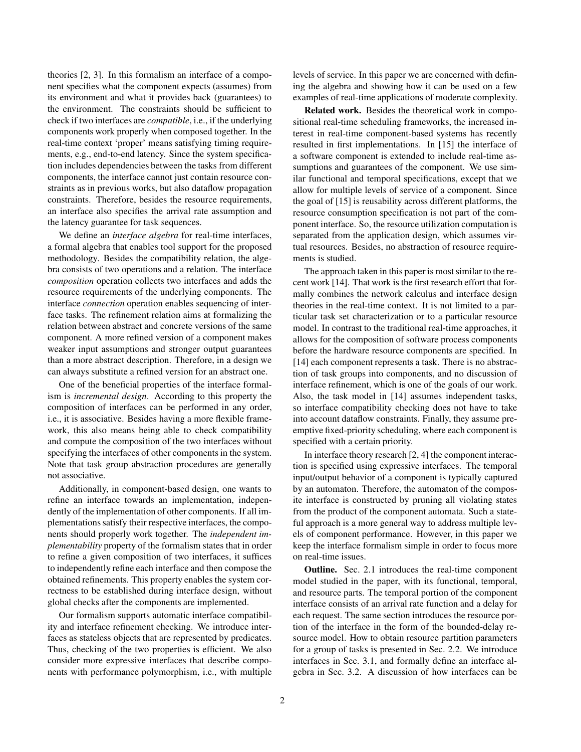theories [2, 3]. In this formalism an interface of a component specifies what the component expects (assumes) from its environment and what it provides back (guarantees) to the environment. The constraints should be sufficient to check if two interfaces are *compatible*, i.e., if the underlying components work properly when composed together. In the real-time context 'proper' means satisfying timing requirements, e.g., end-to-end latency. Since the system specification includes dependencies between the tasks from different components, the interface cannot just contain resource constraints as in previous works, but also dataflow propagation constraints. Therefore, besides the resource requirements, an interface also specifies the arrival rate assumption and the latency guarantee for task sequences.

We define an *interface algebra* for real-time interfaces, a formal algebra that enables tool support for the proposed methodology. Besides the compatibility relation, the algebra consists of two operations and a relation. The interface *composition* operation collects two interfaces and adds the resource requirements of the underlying components. The interface *connection* operation enables sequencing of interface tasks. The refinement relation aims at formalizing the relation between abstract and concrete versions of the same component. A more refined version of a component makes weaker input assumptions and stronger output guarantees than a more abstract description. Therefore, in a design we can always substitute a refined version for an abstract one.

One of the beneficial properties of the interface formalism is *incremental design*. According to this property the composition of interfaces can be performed in any order, i.e., it is associative. Besides having a more flexible framework, this also means being able to check compatibility and compute the composition of the two interfaces without specifying the interfaces of other components in the system. Note that task group abstraction procedures are generally not associative.

Additionally, in component-based design, one wants to refine an interface towards an implementation, independently of the implementation of other components. If all implementations satisfy their respective interfaces, the components should properly work together. The *independent implementability* property of the formalism states that in order to refine a given composition of two interfaces, it suffices to independently refine each interface and then compose the obtained refinements. This property enables the system correctness to be established during interface design, without global checks after the components are implemented.

Our formalism supports automatic interface compatibility and interface refinement checking. We introduce interfaces as stateless objects that are represented by predicates. Thus, checking of the two properties is efficient. We also consider more expressive interfaces that describe components with performance polymorphism, i.e., with multiple levels of service. In this paper we are concerned with defining the algebra and showing how it can be used on a few examples of real-time applications of moderate complexity.

**Related work.** Besides the theoretical work in compositional real-time scheduling frameworks, the increased interest in real-time component-based systems has recently resulted in first implementations. In [15] the interface of a software component is extended to include real-time assumptions and guarantees of the component. We use similar functional and temporal specifications, except that we allow for multiple levels of service of a component. Since the goal of [15] is reusability across different platforms, the resource consumption specification is not part of the component interface. So, the resource utilization computation is separated from the application design, which assumes virtual resources. Besides, no abstraction of resource requirements is studied.

The approach taken in this paper is most similar to the recent work [14]. That work is the first research effort that formally combines the network calculus and interface design theories in the real-time context. It is not limited to a particular task set characterization or to a particular resource model. In contrast to the traditional real-time approaches, it allows for the composition of software process components before the hardware resource components are specified. In [14] each component represents a task. There is no abstraction of task groups into components, and no discussion of interface refinement, which is one of the goals of our work. Also, the task model in [14] assumes independent tasks, so interface compatibility checking does not have to take into account dataflow constraints. Finally, they assume preemptive fixed-priority scheduling, where each component is specified with a certain priority.

In interface theory research [2, 4] the component interaction is specified using expressive interfaces. The temporal input/output behavior of a component is typically captured by an automaton. Therefore, the automaton of the composite interface is constructed by pruning all violating states from the product of the component automata. Such a stateful approach is a more general way to address multiple levels of component performance. However, in this paper we keep the interface formalism simple in order to focus more on real-time issues.

**Outline.** Sec. 2.1 introduces the real-time component model studied in the paper, with its functional, temporal, and resource parts. The temporal portion of the component interface consists of an arrival rate function and a delay for each request. The same section introduces the resource portion of the interface in the form of the bounded-delay resource model. How to obtain resource partition parameters for a group of tasks is presented in Sec. 2.2. We introduce interfaces in Sec. 3.1, and formally define an interface algebra in Sec. 3.2. A discussion of how interfaces can be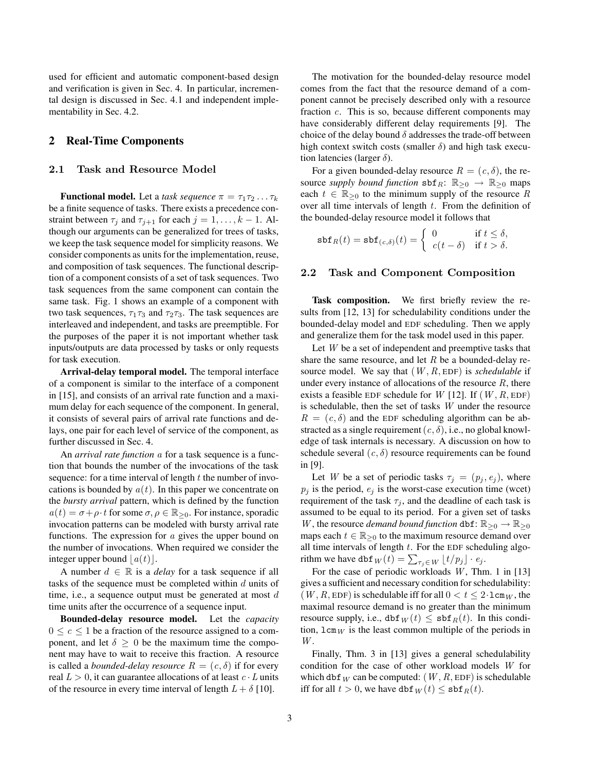used for efficient and automatic component-based design and verification is given in Sec. 4. In particular, incremental design is discussed in Sec. 4.1 and independent implementability in Sec. 4.2.

## 2 Real-Time Components

### 2.1 Task and Resource Model

**Functional model.** Let a *task sequence* $\pi = \tau_1\tau_2\ldots\tau_k$ be a finite sequence of tasks. There exists a precedence constraint between $\tau_j$ and $\tau_{j+1}$ for each $j = 1,\ldots,k-1$. Although our arguments can be generalized for trees of tasks, we keep the task sequence model for simplicity reasons. We consider components as units for the implementation, reuse, and composition of task sequences. The functional description of a component consists of a set of task sequences. Two task sequences from the same component can contain the same task. Fig. 1 shows an example of a component with two task sequences, $\tau_1\tau_3$ and $\tau_2\tau_3$. The task sequences are interleaved and independent, and tasks are preemptible. For the purposes of the paper it is not important whether task inputs/outputs are data processed by tasks or only requests for task execution.

**Arrival-delay temporal model.** The temporal interface of a component is similar to the interface of a component in [15], and consists of an arrival rate function and a maximum delay for each sequence of the component. In general, it consists of several pairs of arrival rate functions and delays, one pair for each level of service of the component, as further discussed in Sec. 4.

An *arrival rate function* $a$ for a task sequence is a function that bounds the number of the invocations of the task sequence: for a time interval of length $t$ the number of invocations is bounded by $a(t)$. In this paper we concentrate on the *bursty arrival* pattern, which is defined by the function $a(t) = \sigma + \rho \cdot t$ for some $\sigma, \rho \in \mathbb{R}_{\geq 0}$. For instance, sporadic invocation patterns can be modeled with bursty arrival rate functions. The expression for $a$ gives the upper bound on the number of invocations. When required we consider the integer upper bound $\lfloor a(t) \rfloor$.

A number $d \in \mathbb{R}$ is a *delay* for a task sequence if all tasks of the sequence must be completed within $d$ units of time, i.e., a sequence output must be generated at most $d$ time units after the occurrence of a sequence input.

**Bounded-delay resource model.** Let the *capacity* $0 \leq c \leq 1$ be a fraction of the resource assigned to a component, and let $\delta \geq 0$ be the maximum time the component may have to wait to receive this fraction. A resource is called a *bounded-delay resource* $R = (c, \delta)$ if for every real $L > 0$, it can guarantee allocations of at least $c \cdot L$ units of the resource in every time interval of length $L + \delta$ [10].

The motivation for the bounded-delay resource model comes from the fact that the resource demand of a component cannot be precisely described only with a resource fraction $c$. This is so, because different components may have considerably different delay requirements [9]. The choice of the delay bound $\delta$ addresses the trade-off between high context switch costs (smaller $\delta$) and high task execution latencies (larger $\delta$).

For a given bounded-delay resource $R = (c, \delta)$, the resource *supply bound function* $\mathtt{sbf}_R$: $\mathbb{R}_{\geq 0} \to \mathbb{R}_{\geq 0}$ maps each $t \in \mathbb{R}_{\geq 0}$ to the minimum supply of the resource $R$ over all time intervals of length $t$. From the definition of the bounded-delay resource model it follows that

$$\mathtt{sbf}_R(t) = \mathtt{sbf}_{(c,\delta)}(t) = \begin{cases} 0 & \text{if } t \leq \delta, \\ c(t-\delta) & \text{if } t > \delta. \end{cases}$$

### 2.2 Task and Component Composition

**Task composition.** We first briefly review the results from [12, 13] for schedulability conditions under the bounded-delay model and EDF scheduling. Then we apply and generalize them for the task model used in this paper.

Let $W$ be a set of independent and preemptive tasks that share the same resource, and let $R$ be a bounded-delay resource model. We say that $(W, R, \text{EDF})$ is *schedulable* if under every instance of allocations of the resource $R$, there exists a feasible EDF schedule for $W$ [12]. If $(W, R, \text{EDF})$ is schedulable, then the set of tasks $W$ under the resource $R = (c, \delta)$ and the EDF scheduling algorithm can be abstracted as a single requirement $(c, \delta)$, i.e., no global knowledge of task internals is necessary. A discussion on how to schedule several $(c, \delta)$ resource requirements can be found in [9].

Let $W$ be a set of periodic tasks $\tau_j = (p_j, e_j)$, where $p_j$ is the period, $e_j$ is the worst-case execution time (wcet) requirement of the task $\tau_j$, and the deadline of each task is assumed to be equal to its period. For a given set of tasks $W$, the resource *demand bound function* $\mathtt{dbf}$: $\mathbb{R}_{\geq 0} \to \mathbb{R}_{\geq 0}$ maps each $t \in \mathbb{R}_{\geq 0}$ to the maximum resource demand over all time intervals of length $t$. For the EDF scheduling algorithm we have $\mathtt{dbf}_W(t) = \sum_{\tau_j \in W} \lfloor t/p_j \rfloor \cdot e_j$.

For the case of periodic workloads $W$, Thm. 1 in [13] gives a sufficient and necessary condition for schedulability: $(W, R, \text{EDF})$ is schedulable iff for all $0 < t \leq 2 \cdot \mathtt{lcm}_W$, the maximal resource demand is no greater than the minimum resource supply, i.e., $\mathtt{dbf}_W(t) \leq \mathtt{sbf}_R(t)$. In this condition, $\mathtt{lcm}_W$ is the least common multiple of the periods in $W$.

Finally, Thm. 3 in [13] gives a general schedulability condition for the case of other workload models $W$ for which $\mathtt{dbf}_W$ can be computed: $(W, R, \text{EDF})$ is schedulable iff for all $t > 0$, we have $\mathtt{dbf}_W(t) \leq \mathtt{sbf}_R(t)$.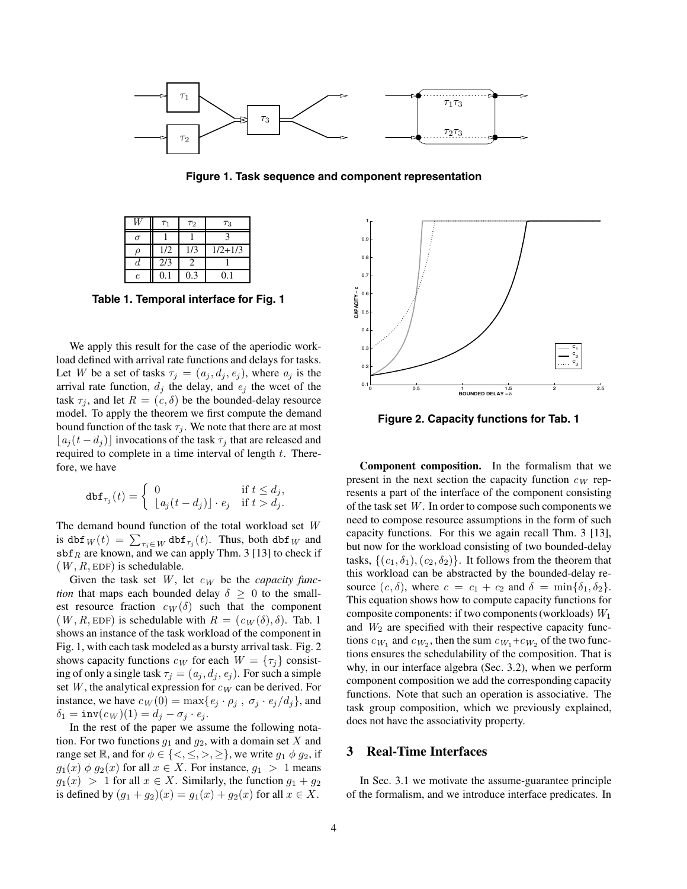Figure 1. Task sequence and component representation

| $W$ | $\tau_1$ | $\tau_2$ | $\tau_3$ |
|---|---|---|---|
| $\sigma$ | 1 | 1 | 3 |
| $\rho$ | 1/2 | 1/3 | 1/2+1/3 |
| $d$ | 2/3 | 2 | 1 |
| $e$ | 0.1 | 0.3 | 0.1 |

**Table 1. Temporal interface for Fig. 1**

We apply this result for the case of the aperiodic workload defined with arrival rate functions and delays for tasks. Let $W$ be a set of tasks $\tau_j = (a_j, d_j, e_j)$, where $a_j$ is the arrival rate function, $d_j$ the delay, and $e_j$ the wcet of the task $\tau_j$, and let $R = (c, \delta)$ be the bounded-delay resource model. To apply the theorem we first compute the demand bound function of the task $\tau_j$. We note that there are at most $\lfloor a_j(t - d_j) \rfloor$ invocations of the task $\tau_j$ that are released and required to complete in a time interval of length $t$. Therefore, we have

$$\mathtt{dbf}_{\tau_j}(t) = \begin{cases} 0 & \text{if } t \le d_j, \\ \lfloor a_j(t - d_j) \rfloor \cdot e_j & \text{if } t > d_j. \end{cases}$$

The demand bound function of the total workload set $W$ is $\mathtt{dbf}_W(t) = \sum_{\tau_j \in W} \mathtt{dbf}_{\tau_j}(t)$. Thus, both $\mathtt{dbf}_W$ and $\mathtt{sbf}_R$ are known, and we can apply Thm. 3 [13] to check if $(W, R, \text{EDF})$ is schedulable.

Given the task set $W$, let $c_W$ be the *capacity function* that maps each bounded delay $\delta \ge 0$ to the smallest resource fraction $c_W(\delta)$ such that the component $(W, R, \text{EDF})$ is schedulable with $R = (c_W(\delta), \delta)$. Tab. 1 shows an instance of the task workload of the component in Fig. 1, with each task modeled as a bursty arrival task. Fig. 2 shows capacity functions $c_W$ for each $W = \{\tau_j\}$ consisting of only a single task $\tau_j = (a_j, d_j, e_j)$. For such a simple set $W$, the analytical expression for $c_W$ can be derived. For instance, we have $c_W(0) = \max\{e_j \cdot \rho_j \, , \, \sigma_j \cdot e_j / d_j\}$, and $\delta_1 = \mathtt{inv}(c_W)(1) = d_j - \sigma_j \cdot e_j$.

In the rest of the paper we assume the following notation. For two functions $g_1$ and $g_2$, with a domain set $X$ and range set $\mathbb{R}$, and for $\phi \in \{<, \le, >, \ge\}$, we write $g_1 \, \phi \, g_2$, if $g_1(x) \, \phi \, g_2(x)$ for all $x \in X$. For instance, $g_1 > 1$ means $g_1(x) > 1$ for all $x \in X$. Similarly, the function $g_1 + g_2$ is defined by $(g_1 + g_2)(x) = g_1(x) + g_2(x)$ for all $x \in X$.

Figure 2. Capacity functions for Tab. 1

**Component composition.** In the formalism that we present in the next section the capacity function $c_W$ represents a part of the interface of the component consisting of the task set $W$. In order to compose such components we need to compose resource assumptions in the form of such capacity functions. For this we again recall Thm. 3 [13], but now for the workload consisting of two bounded-delay tasks, $\{(c_1, \delta_1), (c_2, \delta_2)\}$. It follows from the theorem that this workload can be abstracted by the bounded-delay resource $(c, \delta)$, where $c = c_1 + c_2$ and $\delta = \min\{\delta_1, \delta_2\}$. This equation shows how to compute capacity functions for composite components: if two components (workloads) $W_1$ and $W_2$ are specified with their respective capacity functions $c_{W_1}$ and $c_{W_2}$, then the sum $c_{W_1}$+$c_{W_2}$ of the two functions ensures the schedulability of the composition. That is why, in our interface algebra (Sec. 3.2), when we perform component composition we add the corresponding capacity functions. Note that such an operation is associative. The task group composition, which we previously explained, does not have the associativity property.

## 3 Real-Time Interfaces

In Sec. 3.1 we motivate the assume-guarantee principle of the formalism, and we introduce interface predicates. In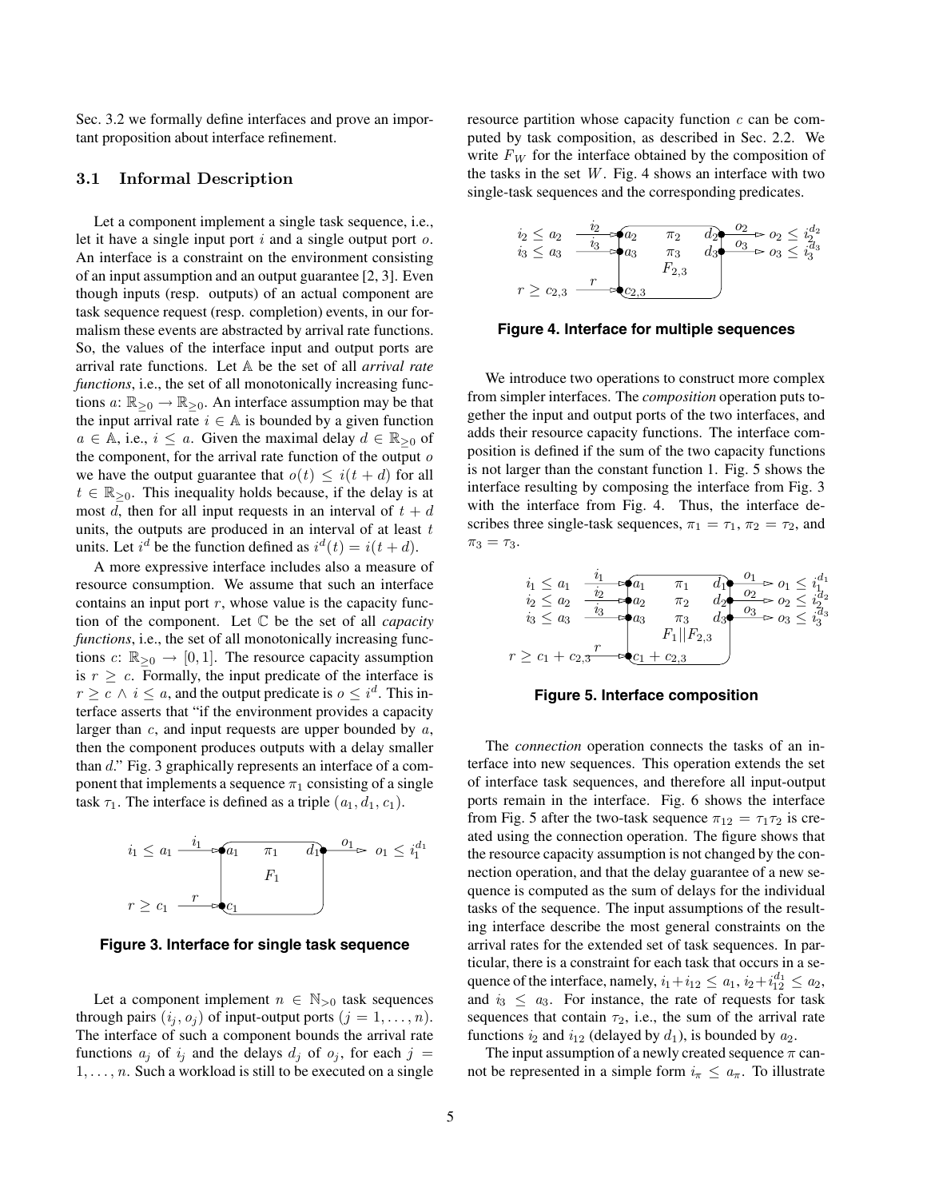Sec. 3.2 we formally define interfaces and prove an important proposition about interface refinement.

### 3.1 Informal Description

Let a component implement a single task sequence, i.e., let it have a single input port $i$ and a single output port $o$. An interface is a constraint on the environment consisting of an input assumption and an output guarantee [2, 3]. Even though inputs (resp. outputs) of an actual component are task sequence request (resp. completion) events, in our formalism these events are abstracted by arrival rate functions. So, the values of the interface input and output ports are arrival rate functions. Let $\mathbb{A}$ be the set of all *arrival rate functions*, i.e., the set of all monotonically increasing functions $a\colon \mathbb{R}_{\geq 0} \to \mathbb{R}_{\geq 0}$. An interface assumption may be that the input arrival rate $i \in \mathbb{A}$ is bounded by a given function $a \in \mathbb{A}$, i.e., $i \leq a$. Given the maximal delay $d \in \mathbb{R}_{\geq 0}$ of the component, for the arrival rate function of the output $o$ we have the output guarantee that $o(t) \leq i(t+d)$ for all $t \in \mathbb{R}_{\geq 0}$. This inequality holds because, if the delay is at most $d$, then for all input requests in an interval of $t+d$ units, the outputs are produced in an interval of at least $t$ units. Let $i^d$ be the function defined as $i^d(t) = i(t+d)$.

A more expressive interface includes also a measure of resource consumption. We assume that such an interface contains an input port $r$, whose value is the capacity function of the component. Let $\mathbb{C}$ be the set of all *capacity functions*, i.e., the set of all monotonically increasing functions $c\colon \mathbb{R}_{\geq 0} \to [0,1]$. The resource capacity assumption is $r \geq c$. Formally, the input predicate of the interface is $r \geq c \wedge i \leq a$, and the output predicate is $o \leq i^d$. This interface asserts that "if the environment provides a capacity larger than $c$, and input requests are upper bounded by $a$, then the component produces outputs with a delay smaller than $d$." Fig. 3 graphically represents an interface of a component that implements a sequence $\pi_1$ consisting of a single task $\tau_1$. The interface is defined as a triple $(a_1, d_1, c_1)$.

**Figure 3. Interface for single task sequence**

Let a component implement $n \in \mathbb{N}_{>0}$ task sequences through pairs $(i_j, o_j)$ of input-output ports $(j = 1, \ldots, n)$. The interface of such a component bounds the arrival rate functions $a_j$ of $i_j$ and the delays $d_j$ of $o_j$, for each $j = 1, \ldots, n$. Such a workload is still to be executed on a single resource partition whose capacity function $c$ can be computed by task composition, as described in Sec. 2.2. We write $F_W$ for the interface obtained by the composition of the tasks in the set $W$. Fig. 4 shows an interface with two single-task sequences and the corresponding predicates.

**Figure 4. Interface for multiple sequences**

We introduce two operations to construct more complex from simpler interfaces. The *composition* operation puts together the input and output ports of the two interfaces, and adds their resource capacity functions. The interface composition is defined if the sum of the two capacity functions is not larger than the constant function 1. Fig. 5 shows the interface resulting by composing the interface from Fig. 3 with the interface from Fig. 4. Thus, the interface describes three single-task sequences, $\pi_1 = \tau_1$, $\pi_2 = \tau_2$, and $\pi_3 = \tau_3$.

**Figure 5. Interface composition**

The *connection* operation connects the tasks of an interface into new sequences. This operation extends the set of interface task sequences, and therefore all input-output ports remain in the interface. Fig. 6 shows the interface from Fig. 5 after the two-task sequence $\pi_{12} = \tau_1\tau_2$ is created using the connection operation. The figure shows that the resource capacity assumption is not changed by the connection operation, and that the delay guarantee of a new sequence is computed as the sum of delays for the individual tasks of the sequence. The input assumptions of the resulting interface describe the most general constraints on the arrival rates for the extended set of task sequences. In particular, there is a constraint for each task that occurs in a sequence of the interface, namely, $i_1 + i_{12} \leq a_1$, $i_2 + i_{12}^{d_1} \leq a_2$, and $i_3 \leq a_3$. For instance, the rate of requests for task sequences that contain $\tau_2$, i.e., the sum of the arrival rate functions $i_2$ and $i_{12}$ (delayed by $d_1$), is bounded by $a_2$.

The input assumption of a newly created sequence $\pi$ cannot be represented in a simple form $i_\pi \leq a_\pi$. To illustrate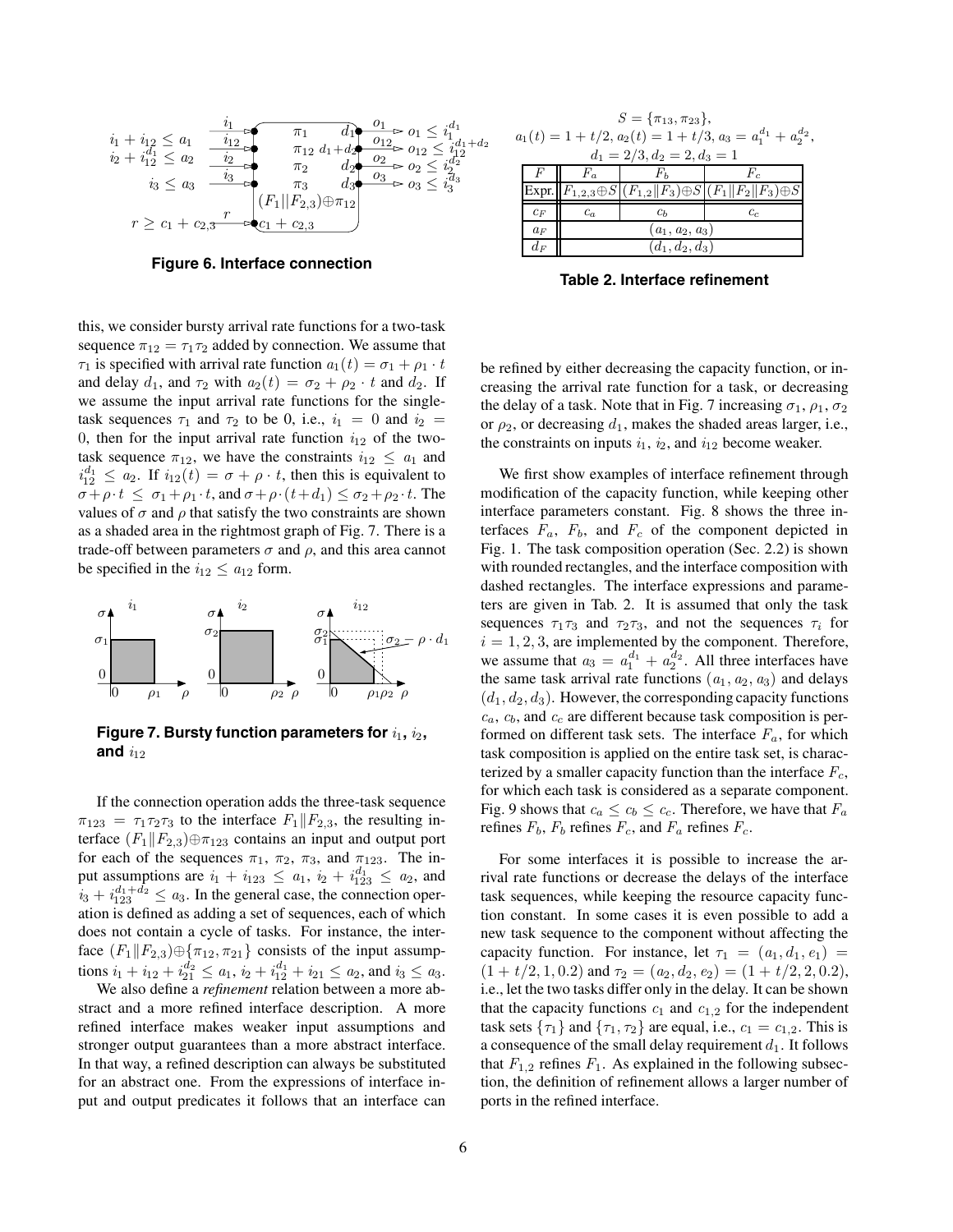Figure 6. Interface connection

$S = \{\pi_{13}, \pi_{23}\}$,
$a_1(t) = 1 + t/2$, $a_2(t) = 1 + t/3$, $a_3 = a_1^{d_1} + a_2^{d_2}$,
$d_1 = 2/3, d_2 = 2, d_3 = 1$

| $F$ | $F_a$ | $F_b$ | $F_c$ |
|---|---|---|---|
| Expr. | $F_{1,2,3} \oplus S$ | $(F_{1,2} \| F_3) \oplus S$ | $(F_1 \| F_2 \| F_3) \oplus S$ |
| $c_F$ | $c_a$ | $c_b$ | $c_c$ |
| $a_F$ | $(a_1, a_2, a_3)$ | | |
| $d_F$ | $(d_1, d_2, d_3)$ | | |

Table 2. Interface refinement

this, we consider bursty arrival rate functions for a two-task sequence $\pi_{12} = \tau_1\tau_2$ added by connection. We assume that $\tau_1$ is specified with arrival rate function $a_1(t) = \sigma_1 + \rho_1 \cdot t$ and delay $d_1$, and $\tau_2$ with $a_2(t) = \sigma_2 + \rho_2 \cdot t$ and $d_2$. If we assume the input arrival rate functions for the single-task sequences $\tau_1$ and $\tau_2$ to be 0, i.e., $i_1 = 0$ and $i_2 = 0$, then for the input arrival rate function $i_{12}$ of the two-task sequence $\pi_{12}$, we have the constraints $i_{12} \leq a_1$ and $i_{12}^{d_1} \leq a_2$. If $i_{12}(t) = \sigma + \rho \cdot t$, then this is equivalent to $\sigma + \rho \cdot t \leq \sigma_1 + \rho_1 \cdot t$, and $\sigma + \rho \cdot (t + d_1) \leq \sigma_2 + \rho_2 \cdot t$. The values of $\sigma$ and $\rho$ that satisfy the two constraints are shown as a shaded area in the rightmost graph of Fig. 7. There is a trade-off between parameters $\sigma$ and $\rho$, and this area cannot be specified in the $i_{12} \leq a_{12}$ form.

Figure 7. Bursty function parameters for $i_1$, $i_2$, and $i_{12}$

If the connection operation adds the three-task sequence $\pi_{123} = \tau_1\tau_2\tau_3$ to the interface $F_1 \| F_{2,3}$, the resulting interface $(F_1 \| F_{2,3}) \oplus \pi_{123}$ contains an input and output port for each of the sequences $\pi_1$, $\pi_2$, $\pi_3$, and $\pi_{123}$. The input assumptions are $i_1 + i_{123} \leq a_1$, $i_2 + i_{123}^{d_1} \leq a_2$, and $i_3 + i_{123}^{d_1+d_2} \leq a_3$. In the general case, the connection operation is defined as adding a set of sequences, each of which does not contain a cycle of tasks. For instance, the interface $(F_1 \| F_{2,3}) \oplus \{\pi_{12}, \pi_{21}\}$ consists of the input assumptions $i_1 + i_{12} + i_{21}^{d_2} \leq a_1$, $i_2 + i_{12}^{d_1} + i_{21} \leq a_2$, and $i_3 \leq a_3$.

We also define a *refinement* relation between a more abstract and a more refined interface description. A more refined interface makes weaker input assumptions and stronger output guarantees than a more abstract interface. In that way, a refined description can always be substituted for an abstract one. From the expressions of interface input and output predicates it follows that an interface can be refined by either decreasing the capacity function, or increasing the arrival rate function for a task, or decreasing the delay of a task. Note that in Fig. 7 increasing $\sigma_1$, $\rho_1$, $\sigma_2$ or $\rho_2$, or decreasing $d_1$, makes the shaded areas larger, i.e., the constraints on inputs $i_1$, $i_2$, and $i_{12}$ become weaker.

We first show examples of interface refinement through modification of the capacity function, while keeping other interface parameters constant. Fig. 8 shows the three interfaces $F_a$, $F_b$, and $F_c$ of the component depicted in Fig. 1. The task composition operation (Sec. 2.2) is shown with rounded rectangles, and the interface composition with dashed rectangles. The interface expressions and parameters are given in Tab. 2. It is assumed that only the task sequences $\tau_1\tau_3$ and $\tau_2\tau_3$, and not the sequences $\tau_i$ for $i = 1, 2, 3$, are implemented by the component. Therefore, we assume that $a_3 = a_1^{d_1} + a_2^{d_2}$. All three interfaces have the same task arrival rate functions $(a_1, a_2, a_3)$ and delays $(d_1, d_2, d_3)$. However, the corresponding capacity functions $c_a$, $c_b$, and $c_c$ are different because task composition is performed on different task sets. The interface $F_a$, for which task composition is applied on the entire task set, is characterized by a smaller capacity function than the interface $F_c$, for which each task is considered as a separate component. Fig. 9 shows that $c_a \leq c_b \leq c_c$. Therefore, we have that $F_a$ refines $F_b$, $F_b$ refines $F_c$, and $F_a$ refines $F_c$.

For some interfaces it is possible to increase the arrival rate functions or decrease the delays of the interface task sequences, while keeping the resource capacity function constant. In some cases it is even possible to add a new task sequence to the component without affecting the capacity function. For instance, let $\tau_1 = (a_1, d_1, e_1) = (1 + t/2, 1, 0.2)$ and $\tau_2 = (a_2, d_2, e_2) = (1 + t/2, 2, 0.2)$, i.e., let the two tasks differ only in the delay. It can be shown that the capacity functions $c_1$ and $c_{1,2}$ for the independent task sets $\{\tau_1\}$ and $\{\tau_1, \tau_2\}$ are equal, i.e., $c_1 = c_{1,2}$. This is a consequence of the small delay requirement $d_1$. It follows that $F_{1,2}$ refines $F_1$. As explained in the following subsection, the definition of refinement allows a larger number of ports in the refined interface.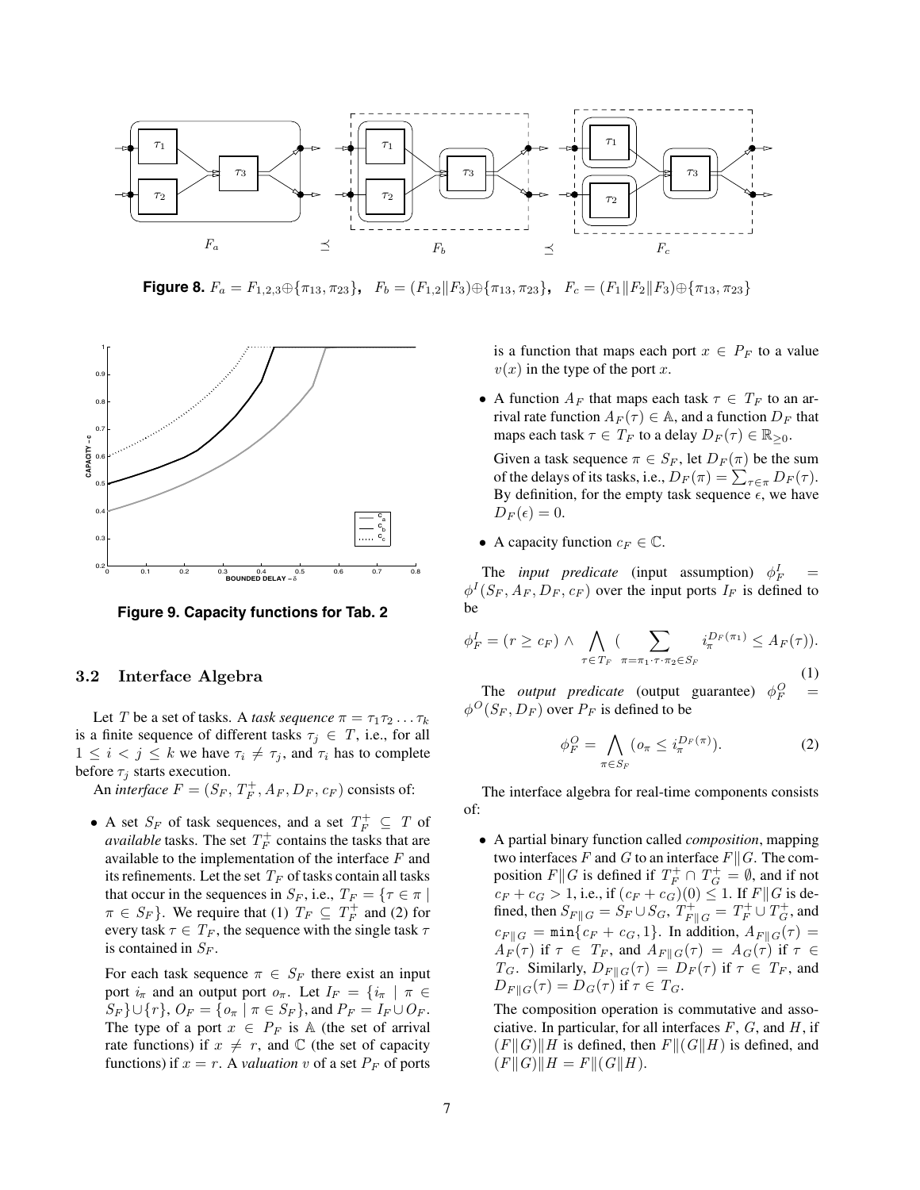**Figure 8.** $F_a = F_{1,2,3} \oplus \{\pi_{13}, \pi_{23}\}$, $F_b = (F_{1,2} \| F_3) \oplus \{\pi_{13}, \pi_{23}\}$, $F_c = (F_1 \| F_2 \| F_3) \oplus \{\pi_{13}, \pi_{23}\}$

**Figure 9. Capacity functions for Tab. 2**

### 3.2 Interface Algebra

Let $T$ be a set of tasks. A *task sequence* $\pi = \tau_1 \tau_2 \ldots \tau_k$ is a finite sequence of different tasks $\tau_j \in T$, i.e., for all $1 \leq i < j \leq k$ we have $\tau_i \neq \tau_j$, and $\tau_i$ has to complete before $\tau_j$ starts execution.

An *interface* $F = (S_F, T_F^+, A_F, D_F, c_F)$ consists of:

- A set $S_F$ of task sequences, and a set $T_F^+ \subseteq T$ of *available* tasks. The set $T_F^+$ contains the tasks that are available to the implementation of the interface $F$ and its refinements. Let the set $T_F$ of tasks contain all tasks that occur in the sequences in $S_F$, i.e., $T_F = \{\tau \in \pi \mid \pi \in S_F\}$. We require that (1) $T_F \subseteq T_F^+$ and (2) for every task $\tau \in T_F$, the sequence with the single task $\tau$ is contained in $S_F$.

  For each task sequence $\pi \in S_F$ there exist an input port $i_\pi$ and an output port $o_\pi$. Let $I_F = \{i_\pi \mid \pi \in S_F\} \cup \{r\}$, $O_F = \{o_\pi \mid \pi \in S_F\}$, and $P_F = I_F \cup O_F$. The type of a port $x \in P_F$ is $\mathbb{A}$ (the set of arrival rate functions) if $x \neq r$, and $\mathbb{C}$ (the set of capacity functions) if $x = r$. A *valuation* $v$ of a set $P_F$ of ports is a function that maps each port $x \in P_F$ to a value $v(x)$ in the type of the port $x$.

- A function $A_F$ that maps each task $\tau \in T_F$ to an arrival rate function $A_F(\tau) \in \mathbb{A}$, and a function $D_F$ that maps each task $\tau \in T_F$ to a delay $D_F(\tau) \in \mathbb{R}_{\geq 0}$.

  Given a task sequence $\pi \in S_F$, let $D_F(\pi)$ be the sum of the delays of its tasks, i.e., $D_F(\pi) = \sum_{\tau \in \pi} D_F(\tau)$. By definition, for the empty task sequence $\epsilon$, we have $D_F(\epsilon) = 0$.

- A capacity function $c_F \in \mathbb{C}$.

The *input predicate* (input assumption) $\phi_F^I = \phi^I(S_F, A_F, D_F, c_F)$ over the input ports $I_F$ is defined to be

$$\phi_F^I = (r \geq c_F) \wedge \bigwedge_{\tau \in T_F} \Big( \sum_{\pi = \pi_1 \cdot \tau \cdot \pi_2 \in S_F} i_\pi^{D_F(\pi_1)} \leq A_F(\tau) \Big). \tag{1}$$

The *output predicate* (output guarantee) $\phi_F^O = \phi^O(S_F, D_F)$ over $P_F$ is defined to be

$$\phi_F^O = \bigwedge_{\pi \in S_F} (o_\pi \leq i_\pi^{D_F(\pi)}). \tag{2}$$

The interface algebra for real-time components consists of:

- A partial binary function called *composition*, mapping two interfaces $F$ and $G$ to an interface $F \| G$. The composition $F \| G$ is defined if $T_F^+ \cap T_G^+ = \emptyset$, and if not $c_F + c_G > 1$, i.e., if $(c_F + c_G)(0) \leq 1$. If $F \| G$ is defined, then $S_{F\|G} = S_F \cup S_G$, $T_{F\|G}^+ = T_F^+ \cup T_G^+$, and $c_{F\|G} = \min\{c_F + c_G, 1\}$. In addition, $A_{F\|G}(\tau) = A_F(\tau)$ if $\tau \in T_F$, and $A_{F\|G}(\tau) = A_G(\tau)$ if $\tau \in T_G$. Similarly, $D_{F\|G}(\tau) = D_F(\tau)$ if $\tau \in T_F$, and $D_{F\|G}(\tau) = D_G(\tau)$ if $\tau \in T_G$.

  The composition operation is commutative and associative. In particular, for all interfaces $F$, $G$, and $H$, if $(F\|G)\|H$ is defined, then $F\|(G\|H)$ is defined, and $(F\|G)\|H = F\|(G\|H)$.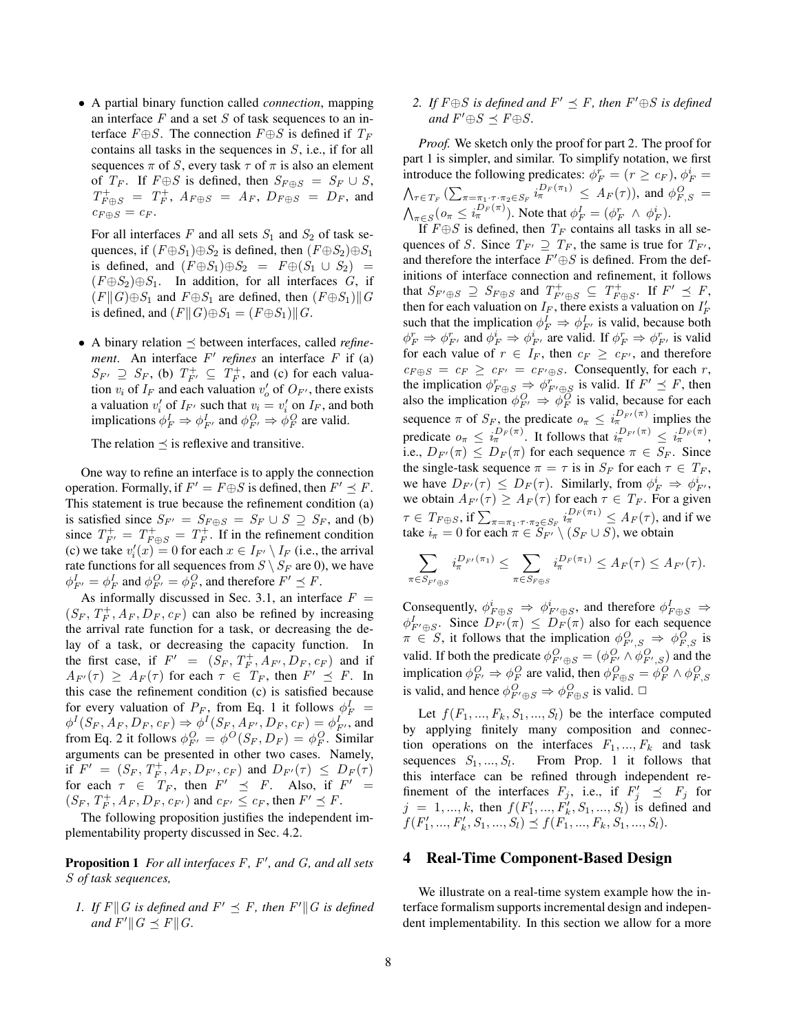- A partial binary function called *connection*, mapping an interface $F$ and a set $S$ of task sequences to an interface $F \oplus S$. The connection $F \oplus S$ is defined if $T_F$ contains all tasks in the sequences in $S$, i.e., if for all sequences $\pi$ of $S$, every task $\tau$ of $\pi$ is also an element of $T_F$. If $F \oplus S$ is defined, then $S_{F \oplus S} = S_F \cup S$, $T^+_{F \oplus S} = T^+_F$, $A_{F \oplus S} = A_F$, $D_{F \oplus S} = D_F$, and $c_{F \oplus S} = c_F$.

  For all interfaces $F$ and all sets $S_1$ and $S_2$ of task sequences, if $(F \oplus S_1) \oplus S_2$ is defined, then $(F \oplus S_2) \oplus S_1$ is defined, and $(F \oplus S_1) \oplus S_2 = F \oplus (S_1 \cup S_2) = (F \oplus S_2) \oplus S_1$. In addition, for all interfaces $G$, if $(F \| G) \oplus S_1$ and $F \oplus S_1$ are defined, then $(F \oplus S_1) \| G$ is defined, and $(F \| G) \oplus S_1 = (F \oplus S_1) \| G$.

- A binary relation $\preceq$ between interfaces, called *refinement*. An interface $F'$ *refines* an interface $F$ if (a) $S_{F'} \supseteq S_F$, (b) $T^+_{F'} \subseteq T^+_F$, and (c) for each valuation $v_i$ of $I_F$ and each valuation $v'_o$ of $O_{F'}$, there exists a valuation $v'_i$ of $I_{F'}$ such that $v_i = v'_i$ on $I_F$, and both implications $\phi^I_F \Rightarrow \phi^I_{F'}$ and $\phi^O_{F'} \Rightarrow \phi^O_F$ are valid.

  The relation $\preceq$ is reflexive and transitive.

One way to refine an interface is to apply the connection operation. Formally, if $F' = F \oplus S$ is defined, then $F' \preceq F$. This statement is true because the refinement condition (a) is satisfied since $S_{F'} = S_{F \oplus S} = S_F \cup S \supseteq S_F$, and (b) since $T^+_{F'} = T^+_{F \oplus S} = T^+_F$. If in the refinement condition (c) we take $v'_i(x) = 0$ for each $x \in I_{F'} \setminus I_F$ (i.e., the arrival rate functions for all sequences from $S \setminus S_F$ are 0), we have $\phi^I_{F'} = \phi^I_F$ and $\phi^O_{F'} = \phi^O_F$, and therefore $F' \preceq F$.

As informally discussed in Sec. 3.1, an interface $F = (S_F, T^+_F, A_F, D_F, c_F)$ can also be refined by increasing the arrival rate function for a task, or decreasing the delay of a task, or decreasing the capacity function. In the first case, if $F' = (S_F, T^+_F, A_{F'}, D_F, c_F)$ and if $A_{F'}(\tau) \geq A_F(\tau)$ for each $\tau \in T_F$, then $F' \preceq F$. In this case the refinement condition (c) is satisfied because for every valuation of $P_F$, from Eq. 1 it follows $\phi^I_F = \phi^I(S_F, A_F, D_F, c_F) \Rightarrow \phi^I(S_F, A_{F'}, D_F, c_F) = \phi^I_{F'}$, and from Eq. 2 it follows $\phi^O_{F'} = \phi^O(S_F, D_F) = \phi^O_F$. Similar arguments can be presented in other two cases. Namely, if $F' = (S_F, T^+_F, A_F, D_{F'}, c_F)$ and $D_{F'}(\tau) \leq D_F(\tau)$ for each $\tau \in T_F$, then $F' \preceq F$. Also, if $F' = (S_F, T^+_F, A_F, D_F, c_{F'})$ and $c_{F'} \leq c_F$, then $F' \preceq F$.

The following proposition justifies the independent implementability property discussed in Sec. 4.2.

**Proposition 1** *For all interfaces $F$, $F'$, and $G$, and all sets $S$ of task sequences,*

1. *If $F \| G$ is defined and $F' \preceq F$, then $F' \| G$ is defined and $F' \| G \preceq F \| G$.*
2. *If $F \oplus S$ is defined and $F' \preceq F$, then $F' \oplus S$ is defined and $F' \oplus S \preceq F \oplus S$.*

*Proof.* We sketch only the proof for part 2. The proof for part 1 is simpler, and similar. To simplify notation, we first introduce the following predicates: $\phi^r_F = (r \geq c_F)$, $\phi^i_F = \bigwedge_{\tau \in T_F} (\sum_{\pi = \pi_1 \cdot \tau \cdot \pi_2 \in S_F} i_\pi^{D_F(\pi_1)} \leq A_F(\tau))$, and $\phi^O_{F,S} = \bigwedge_{\pi \in S} (o_\pi \leq i_\pi^{D_F(\pi)})$. Note that $\phi^I_F = (\phi^r_F \wedge \phi^i_F)$.

If $F \oplus S$ is defined, then $T_F$ contains all tasks in all sequences of $S$. Since $T_{F'} \supseteq T_F$, the same is true for $T_{F'}$, and therefore the interface $F' \oplus S$ is defined. From the definitions of interface connection and refinement, it follows that $S_{F' \oplus S} \supseteq S_{F \oplus S}$ and $T^+_{F' \oplus S} \subseteq T^+_{F \oplus S}$. If $F' \preceq F$, then for each valuation on $I_F$, there exists a valuation on $I'_F$ such that the implication $\phi^I_F \Rightarrow \phi^I_{F'}$ is valid, because both $\phi^r_F \Rightarrow \phi^r_{F'}$ and $\phi^i_F \Rightarrow \phi^i_{F'}$ are valid. If $\phi^r_F \Rightarrow \phi^r_{F'}$ is valid for each value of $r \in I_F$, then $c_F \geq c_{F'}$, and therefore $c_{F \oplus S} = c_F \geq c_{F'} = c_{F' \oplus S}$. Consequently, for each $r$, the implication $\phi^r_{F \oplus S} \Rightarrow \phi^r_{F' \oplus S}$ is valid. If $F' \preceq F$, then also the implication $\phi^O_{F'} \Rightarrow \phi^O_F$ is valid, because for each sequence $\pi$ of $S_F$, the predicate $o_\pi \leq i_\pi^{D_{F'}(\pi)}$ implies the predicate $o_\pi \leq i_\pi^{D_F(\pi)}$. It follows that $i_\pi^{D_{F'}(\pi)} \leq i_\pi^{D_F(\pi)}$, i.e., $D_{F'}(\pi) \leq D_F(\pi)$ for each sequence $\pi \in S_F$. Since the single-task sequence $\pi = \tau$ is in $S_F$ for each $\tau \in T_F$, we have $D_{F'}(\tau) \leq D_F(\tau)$. Similarly, from $\phi^i_F \Rightarrow \phi^i_{F'}$, we obtain $A_{F'}(\tau) \geq A_F(\tau)$ for each $\tau \in T_F$. For a given $\tau \in T_{F \oplus S}$, if $\sum_{\pi = \pi_1 \cdot \tau \cdot \pi_2 \in S_F} i_\pi^{D_F(\pi_1)} \leq A_F(\tau)$, and if we take $i_\pi = 0$ for each $\pi \in S_{F'} \setminus (S_F \cup S)$, we obtain

$$\sum_{\pi \in S_{F' \oplus S}} i_\pi^{D_{F'}(\pi_1)} \leq \sum_{\pi \in S_{F \oplus S}} i_\pi^{D_F(\pi_1)} \leq A_F(\tau) \leq A_{F'}(\tau).$$

Consequently, $\phi^i_{F \oplus S} \Rightarrow \phi^i_{F' \oplus S}$, and therefore $\phi^I_{F \oplus S} \Rightarrow \phi^I_{F' \oplus S}$. Since $D_{F'}(\pi) \leq D_F(\pi)$ also for each sequence $\pi \in S$, it follows that the implication $\phi^O_{F',S} \Rightarrow \phi^O_{F,S}$ is valid. If both the predicate $\phi^O_{F' \oplus S} = (\phi^O_{F'} \wedge \phi^O_{F',S})$ and the implication $\phi^O_{F'} \Rightarrow \phi^O_F$ are valid, then $\phi^O_{F \oplus S} = \phi^O_F \wedge \phi^O_{F,S}$ is valid, and hence $\phi^O_{F' \oplus S} \Rightarrow \phi^O_{F \oplus S}$ is valid. □

Let $f(F_1, ..., F_k, S_1, ..., S_l)$ be the interface computed by applying finitely many composition and connection operations on the interfaces $F_1, ..., F_k$ and task sequences $S_1, ..., S_l$. From Prop. 1 it follows that this interface can be refined through independent refinement of the interfaces $F_j$, i.e., if $F'_j \preceq F_j$ for $j = 1, ..., k$, then $f(F'_1, ..., F'_k, S_1, ..., S_l)$ is defined and $f(F'_1, ..., F'_k, S_1, ..., S_l) \preceq f(F_1, ..., F_k, S_1, ..., S_l)$.

## 4 Real-Time Component-Based Design

We illustrate on a real-time system example how the interface formalism supports incremental design and independent implementability. In this section we allow for a more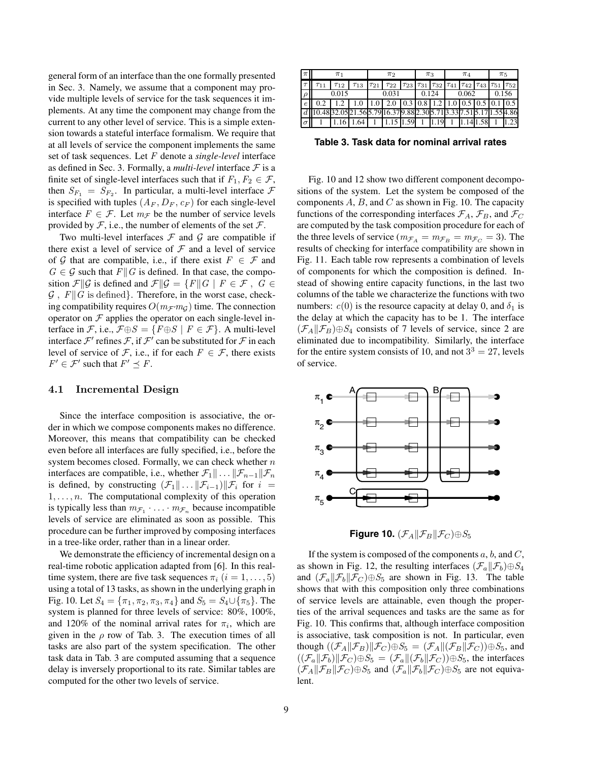general form of an interface than the one formally presented in Sec. 3. Namely, we assume that a component may provide multiple levels of service for the task sequences it implements. At any time the component may change from the current to any other level of service. This is a simple extension towards a stateful interface formalism. We require that at all levels of service the component implements the same set of task sequences. Let $F$ denote a *single-level* interface as defined in Sec. 3. Formally, a *multi-level* interface $\mathcal{F}$ is a finite set of single-level interfaces such that if $F_1, F_2 \in \mathcal{F}$, then $S_{F_1} = S_{F_2}$. In particular, a multi-level interface $\mathcal{F}$ is specified with tuples $(A_F, D_F, c_F)$ for each single-level interface $F \in \mathcal{F}$. Let $m_\mathcal{F}$ be the number of service levels provided by $\mathcal{F}$, i.e., the number of elements of the set $\mathcal{F}$.

Two multi-level interfaces $\mathcal{F}$ and $\mathcal{G}$ are compatible if there exist a level of service of $\mathcal{F}$ and a level of service of $\mathcal{G}$ that are compatible, i.e., if there exist $F \in \mathcal{F}$ and $G \in \mathcal{G}$ such that $F \| G$ is defined. In that case, the composition $\mathcal{F}\|\mathcal{G}$ is defined and $\mathcal{F}\|\mathcal{G} = \{F\|G \mid F \in \mathcal{F}\ ,\ G \in \mathcal{G}\ ,\ F\|G \text{ is defined}\}$. Therefore, in the worst case, checking compatibility requires $O(m_\mathcal{F} \cdot m_\mathcal{G})$ time. The connection operator on $\mathcal{F}$ applies the operator on each single-level interface in $\mathcal{F}$, i.e., $\mathcal{F} \oplus S = \{F \oplus S \mid F \in \mathcal{F}\}$. A multi-level interface $\mathcal{F}'$ refines $\mathcal{F}$, if $\mathcal{F}'$ can be substituted for $\mathcal{F}$ in each level of service of $\mathcal{F}$, i.e., if for each $F \in \mathcal{F}$, there exists $F' \in \mathcal{F}'$ such that $F' \preceq F$.

### 4.1 Incremental Design

Since the interface composition is associative, the order in which we compose components makes no difference. Moreover, this means that compatibility can be checked even before all interfaces are fully specified, i.e., before the system becomes closed. Formally, we can check whether $n$ interfaces are compatible, i.e., whether $\mathcal{F}_1 \| \ldots \| \mathcal{F}_{n-1} \| \mathcal{F}_n$ is defined, by constructing $(\mathcal{F}_1 \| \ldots \| \mathcal{F}_{i-1}) \| \mathcal{F}_i$ for $i = 1, \ldots, n$. The computational complexity of this operation is typically less than $m_{\mathcal{F}_1} \cdot \ldots \cdot m_{\mathcal{F}_n}$ because incompatible levels of service are eliminated as soon as possible. This procedure can be further improved by composing interfaces in a tree-like order, rather than in a linear order.

We demonstrate the efficiency of incremental design on a real-time robotic application adapted from [6]. In this real-time system, there are five task sequences $\pi_i$ $(i = 1, \ldots, 5)$ using a total of 13 tasks, as shown in the underlying graph in Fig. 10. Let $S_4 = \{\pi_1, \pi_2, \pi_3, \pi_4\}$ and $S_5 = S_4 \cup \{\pi_5\}$. The system is planned for three levels of service: 80%, 100%, and 120% of the nominal arrival rates for $\pi_i$, which are given in the $\rho$ row of Tab. 3. The execution times of all tasks are also part of the system specification. The other task data in Tab. 3 are computed assuming that a sequence delay is inversely proportional to its rate. Similar tables are computed for the other two levels of service.

| $\pi$ | $\pi_1$ | | | $\pi_2$ | | | $\pi_3$ | | $\pi_4$ | | | $\pi_5$ | |
|---|---|---|---|---|---|---|---|---|---|---|---|---|---|
| $\tau$ | $\tau_{11}$ | $\tau_{12}$ | $\tau_{13}$ | $\tau_{21}$ | $\tau_{22}$ | $\tau_{23}$ | $\tau_{31}$ | $\tau_{32}$ | $\tau_{41}$ | $\tau_{42}$ | $\tau_{43}$ | $\tau_{51}$ | $\tau_{52}$ |
| $\rho$ | 0.015 | | | 0.031 | | | 0.124 | | 0.062 | | | 0.156 | |
| $e$ | 0.2 | 1.2 | 1.0 | 1.0 | 2.0 | 0.3 | 0.8 | 1.2 | 1.0 | 0.5 | 0.5 | 0.1 | 0.5 |
| $d$ | 10.48 | 32.05 | 21.56 | 5.79 | 16.37 | 9.88 | 2.30 | 5.71 | 3.33 | 7.51 | 5.17 | 1.55 | 4.86 |
| $\sigma$ | 1 | 1.16 | 1.64 | 1 | 1.15 | 1.59 | 1 | 1.19 | 1 | 1.14 | 1.58 | 1 | 1.23 |

**Table 3. Task data for nominal arrival rates**

Fig. 10 and 12 show two different component decompositions of the system. Let the system be composed of the components $A$, $B$, and $C$ as shown in Fig. 10. The capacity functions of the corresponding interfaces $\mathcal{F}_A$, $\mathcal{F}_B$, and $\mathcal{F}_C$ are computed by the task composition procedure for each of the three levels of service ($m_{\mathcal{F}_A} = m_{\mathcal{F}_B} = m_{\mathcal{F}_C} = 3$). The results of checking for interface compatibility are shown in Fig. 11. Each table row represents a combination of levels of components for which the composition is defined. Instead of showing entire capacity functions, in the last two columns of the table we characterize the functions with two numbers: $c(0)$ is the resource capacity at delay 0, and $\delta_1$ is the delay at which the capacity has to be 1. The interface $(\mathcal{F}_A \| \mathcal{F}_B) \oplus S_4$ consists of 7 levels of service, since 2 are eliminated due to incompatibility. Similarly, the interface for the entire system consists of 10, and not $3^3 = 27$, levels of service.

**Figure 10.** $(\mathcal{F}_A \| \mathcal{F}_B \| \mathcal{F}_C) \oplus S_5$

If the system is composed of the components $a$, $b$, and $C$, as shown in Fig. 12, the resulting interfaces $(\mathcal{F}_a \| \mathcal{F}_b) \oplus S_4$ and $(\mathcal{F}_a \| \mathcal{F}_b \| \mathcal{F}_C) \oplus S_5$ are shown in Fig. 13. The table shows that with this composition only three combinations of service levels are attainable, even though the properties of the arrival sequences and tasks are the same as for Fig. 10. This confirms that, although interface composition is associative, task composition is not. In particular, even though $((\mathcal{F}_A \| \mathcal{F}_B) \| \mathcal{F}_C) \oplus S_5 = (\mathcal{F}_A \| (\mathcal{F}_B \| \mathcal{F}_C)) \oplus S_5$, and $((\mathcal{F}_a \| \mathcal{F}_b) \| \mathcal{F}_C) \oplus S_5 = (\mathcal{F}_a \| (\mathcal{F}_b \| \mathcal{F}_C)) \oplus S_5$, the interfaces $(\mathcal{F}_A \| \mathcal{F}_B \| \mathcal{F}_C) \oplus S_5$ and $(\mathcal{F}_a \| \mathcal{F}_b \| \mathcal{F}_C) \oplus S_5$ are not equivalent.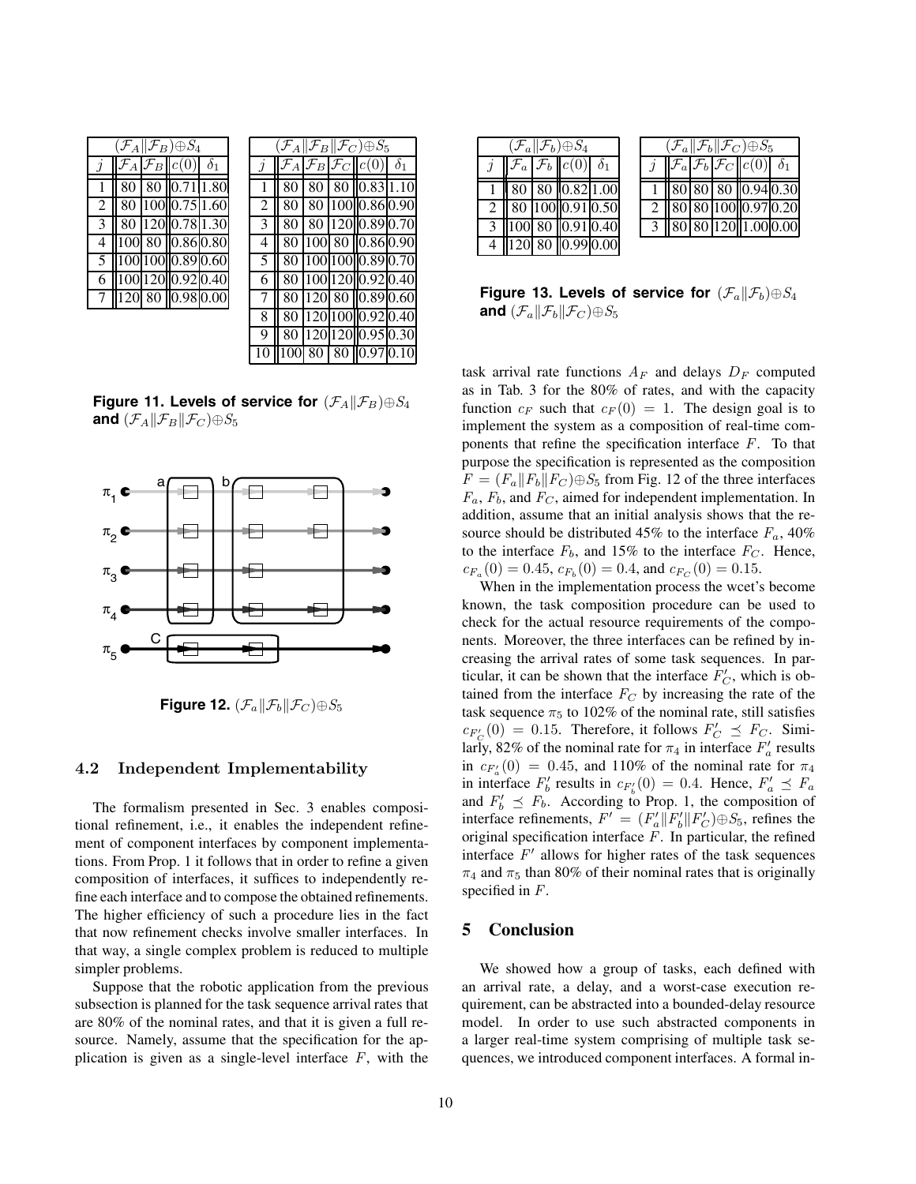| $(\mathcal{F}_A \| \mathcal{F}_B) \oplus S_4$ | | | | |
|---|---|---|---|---|
| $j$ | $\mathcal{F}_A$ | $\mathcal{F}_B$ | $c(0)$ | $\delta_1$ |
| 1 | 80 | 80 | 0.71 | 1.80 |
| 2 | 80 | 100 | 0.75 | 1.60 |
| 3 | 80 | 120 | 0.78 | 1.30 |
| 4 | 100 | 80 | 0.86 | 0.80 |
| 5 | 100 | 100 | 0.89 | 0.60 |
| 6 | 100 | 120 | 0.92 | 0.40 |
| 7 | 120 | 80 | 0.98 | 0.00 |

| $(\mathcal{F}_A \| \mathcal{F}_B \| \mathcal{F}_C) \oplus S_5$ | | | | | |
|---|---|---|---|---|---|
| $j$ | $\mathcal{F}_A$ | $\mathcal{F}_B$ | $\mathcal{F}_C$ | $c(0)$ | $\delta_1$ |
| 1 | 80 | 80 | 80 | 0.83 | 1.10 |
| 2 | 80 | 80 | 100 | 0.86 | 0.90 |
| 3 | 80 | 80 | 120 | 0.89 | 0.70 |
| 4 | 80 | 100 | 80 | 0.86 | 0.90 |
| 5 | 80 | 100 | 100 | 0.89 | 0.70 |
| 6 | 80 | 100 | 120 | 0.92 | 0.40 |
| 7 | 80 | 120 | 80 | 0.89 | 0.60 |
| 8 | 80 | 120 | 100 | 0.92 | 0.40 |
| 9 | 80 | 120 | 120 | 0.95 | 0.30 |
| 10 | 100 | 80 | 80 | 0.97 | 0.10 |

**Figure 11. Levels of service for** $(\mathcal{F}_A \| \mathcal{F}_B) \oplus S_4$ **and** $(\mathcal{F}_A \| \mathcal{F}_B \| \mathcal{F}_C) \oplus S_5$

**Figure 12.** $(\mathcal{F}_a \| \mathcal{F}_b \| \mathcal{F}_C) \oplus S_5$

### 4.2 Independent Implementability

The formalism presented in Sec. 3 enables compositional refinement, i.e., it enables the independent refinement of component interfaces by component implementations. From Prop. 1 it follows that in order to refine a given composition of interfaces, it suffices to independently refine each interface and to compose the obtained refinements. The higher efficiency of such a procedure lies in the fact that now refinement checks involve smaller interfaces. In that way, a single complex problem is reduced to multiple simpler problems.

Suppose that the robotic application from the previous subsection is planned for the task sequence arrival rates that are 80% of the nominal rates, and that it is given a full resource. Namely, assume that the specification for the application is given as a single-level interface $F$, with the task arrival rate functions $A_F$ and delays $D_F$ computed as in Tab. 3 for the 80% of rates, and with the capacity function $c_F$ such that $c_F(0) = 1$. The design goal is to implement the system as a composition of real-time components that refine the specification interface $F$. To that purpose the specification is represented as the composition $F = (F_a \| F_b \| F_C) \oplus S_5$ from Fig. 12 of the three interfaces $F_a$, $F_b$, and $F_C$, aimed for independent implementation. In addition, assume that an initial analysis shows that the resource should be distributed 45% to the interface $F_a$, 40% to the interface $F_b$, and 15% to the interface $F_C$. Hence, $c_{F_a}(0) = 0.45$, $c_{F_b}(0) = 0.4$, and $c_{F_C}(0) = 0.15$.

When in the implementation process the wcet's become known, the task composition procedure can be used to check for the actual resource requirements of the components. Moreover, the three interfaces can be refined by increasing the arrival rates of some task sequences. In particular, it can be shown that the interface $F'_C$, which is obtained from the interface $F_C$ by increasing the rate of the task sequence $\pi_5$ to 102% of the nominal rate, still satisfies $c_{F'_C}(0) = 0.15$. Therefore, it follows $F'_C \preceq F_C$. Similarly, 82% of the nominal rate for $\pi_4$ in interface $F'_a$ results in $c_{F'_a}(0) = 0.45$, and 110% of the nominal rate for $\pi_4$ in interface $F'_b$ results in $c_{F'_b}(0) = 0.4$. Hence, $F'_a \preceq F_a$ and $F'_b \preceq F_b$. According to Prop. 1, the composition of interface refinements, $F' = (F'_a \| F'_b \| F'_C) \oplus S_5$, refines the original specification interface $F$. In particular, the refined interface $F'$ allows for higher rates of the task sequences $\pi_4$ and $\pi_5$ than 80% of their nominal rates that is originally specified in $F$.

| $(\mathcal{F}_a \| \mathcal{F}_b) \oplus S_4$ | | | | |
|---|---|---|---|---|
| $j$ | $\mathcal{F}_a$ | $\mathcal{F}_b$ | $c(0)$ | $\delta_1$ |
| 1 | 80 | 80 | 0.82 | 1.00 |
| 2 | 80 | 100 | 0.91 | 0.50 |
| 3 | 100 | 80 | 0.91 | 0.40 |
| 4 | 120 | 80 | 0.99 | 0.00 |

| $(\mathcal{F}_a \| \mathcal{F}_b \| \mathcal{F}_C) \oplus S_5$ | | | | | |
|---|---|---|---|---|---|
| $j$ | $\mathcal{F}_a$ | $\mathcal{F}_b$ | $\mathcal{F}_C$ | $c(0)$ | $\delta_1$ |
| 1 | 80 | 80 | 80 | 0.94 | 0.30 |
| 2 | 80 | 80 | 100 | 0.97 | 0.20 |
| 3 | 80 | 80 | 120 | 1.00 | 0.00 |

**Figure 13. Levels of service for** $(\mathcal{F}_a \| \mathcal{F}_b) \oplus S_4$ **and** $(\mathcal{F}_a \| \mathcal{F}_b \| \mathcal{F}_C) \oplus S_5$

## 5 Conclusion

We showed how a group of tasks, each defined with an arrival rate, a delay, and a worst-case execution requirement, can be abstracted into a bounded-delay resource model. In order to use such abstracted components in a larger real-time system comprising of multiple task sequences, we introduced component interfaces. A formal in-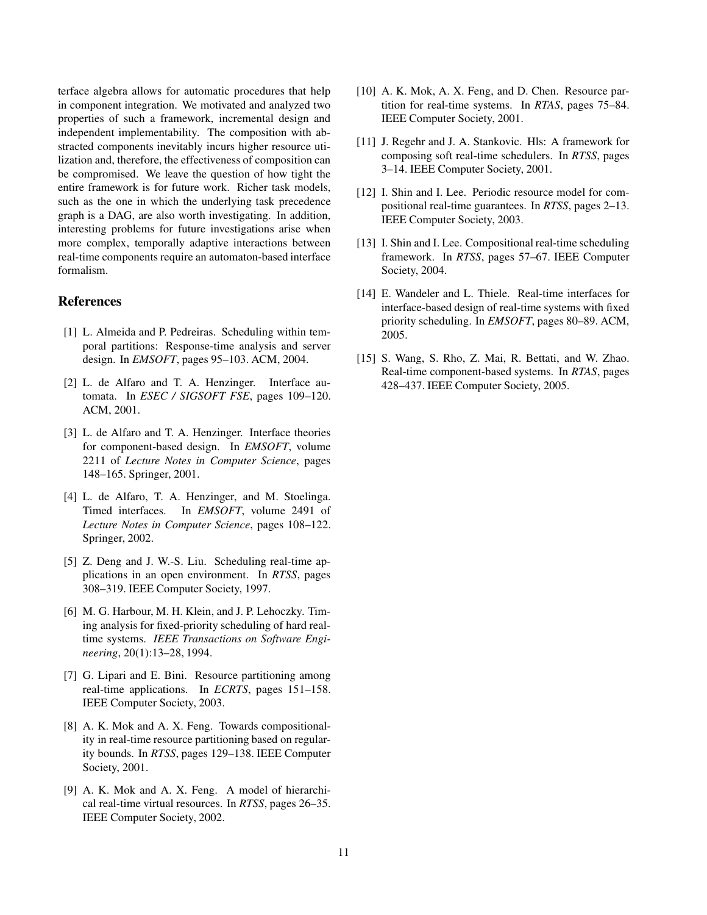terface algebra allows for automatic procedures that help in component integration. We motivated and analyzed two properties of such a framework, incremental design and independent implementability. The composition with abstracted components inevitably incurs higher resource utilization and, therefore, the effectiveness of composition can be compromised. We leave the question of how tight the entire framework is for future work. Richer task models, such as the one in which the underlying task precedence graph is a DAG, are also worth investigating. In addition, interesting problems for future investigations arise when more complex, temporally adaptive interactions between real-time components require an automaton-based interface formalism.

## References

[1] L. Almeida and P. Pedreiras. Scheduling within temporal partitions: Response-time analysis and server design. In *EMSOFT*, pages 95–103. ACM, 2004.

[2] L. de Alfaro and T. A. Henzinger. Interface automata. In *ESEC / SIGSOFT FSE*, pages 109–120. ACM, 2001.

[3] L. de Alfaro and T. A. Henzinger. Interface theories for component-based design. In *EMSOFT*, volume 2211 of *Lecture Notes in Computer Science*, pages 148–165. Springer, 2001.

[4] L. de Alfaro, T. A. Henzinger, and M. Stoelinga. Timed interfaces. In *EMSOFT*, volume 2491 of *Lecture Notes in Computer Science*, pages 108–122. Springer, 2002.

[5] Z. Deng and J. W.-S. Liu. Scheduling real-time applications in an open environment. In *RTSS*, pages 308–319. IEEE Computer Society, 1997.

[6] M. G. Harbour, M. H. Klein, and J. P. Lehoczky. Timing analysis for fixed-priority scheduling of hard real-time systems. *IEEE Transactions on Software Engineering*, 20(1):13–28, 1994.

[7] G. Lipari and E. Bini. Resource partitioning among real-time applications. In *ECRTS*, pages 151–158. IEEE Computer Society, 2003.

[8] A. K. Mok and A. X. Feng. Towards compositionality in real-time resource partitioning based on regularity bounds. In *RTSS*, pages 129–138. IEEE Computer Society, 2001.

[9] A. K. Mok and A. X. Feng. A model of hierarchical real-time virtual resources. In *RTSS*, pages 26–35. IEEE Computer Society, 2002.

[10] A. K. Mok, A. X. Feng, and D. Chen. Resource partition for real-time systems. In *RTAS*, pages 75–84. IEEE Computer Society, 2001.

[11] J. Regehr and J. A. Stankovic. Hls: A framework for composing soft real-time schedulers. In *RTSS*, pages 3–14. IEEE Computer Society, 2001.

[12] I. Shin and I. Lee. Periodic resource model for compositional real-time guarantees. In *RTSS*, pages 2–13. IEEE Computer Society, 2003.

[13] I. Shin and I. Lee. Compositional real-time scheduling framework. In *RTSS*, pages 57–67. IEEE Computer Society, 2004.

[14] E. Wandeler and L. Thiele. Real-time interfaces for interface-based design of real-time systems with fixed priority scheduling. In *EMSOFT*, pages 80–89. ACM, 2005.

[15] S. Wang, S. Rho, Z. Mai, R. Bettati, and W. Zhao. Real-time component-based systems. In *RTAS*, pages 428–437. IEEE Computer Society, 2005.